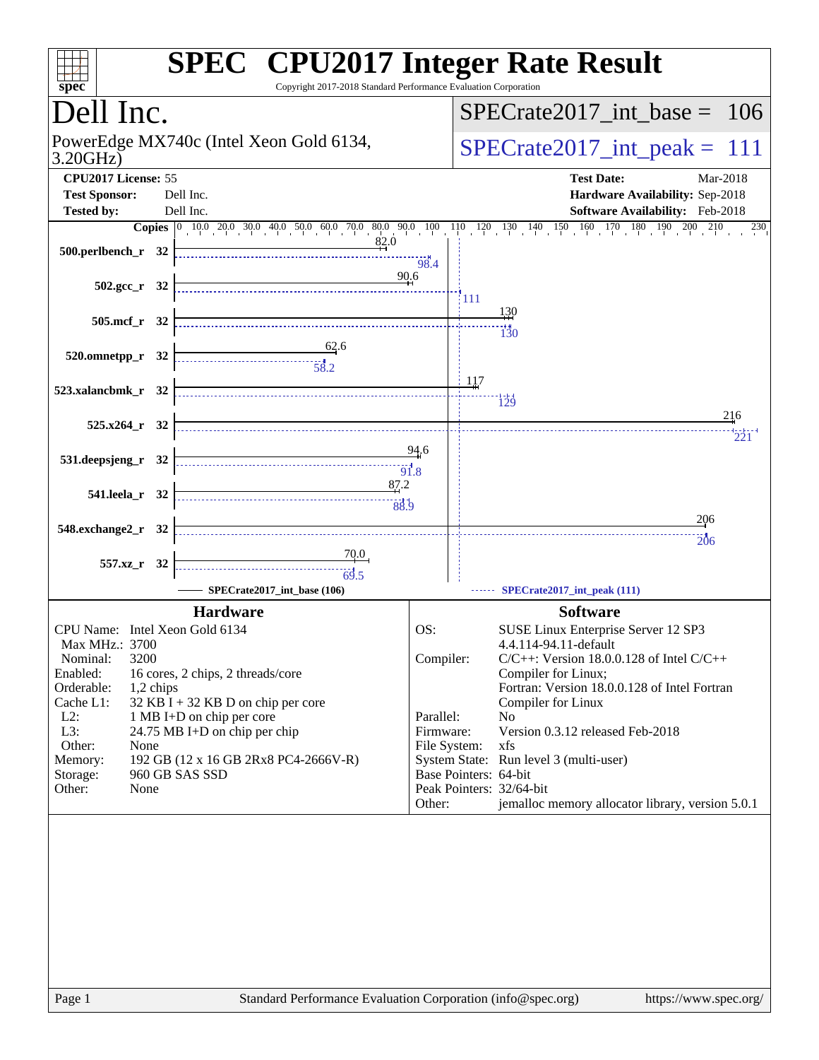# SPEC CPU2017 Integer Rate Result

Copyright 2017-2018 Standard Performance Evaluation Corporation

## Dell Inc.

PowerEdge MX740c (Intel Xeon Gold 6134, 3.20GHz)

SPECrate2017_int_base = 106

SPECrate2017_int_peak = 111

| | | | |
|---|---|---|---|
| **CPU2017 License:** | 55 | **Test Date:** | Mar-2018 |
| **Test Sponsor:** | Dell Inc. | **Hardware Availability:** | Sep-2018 |
| **Tested by:** | Dell Inc. | **Software Availability:** | Feb-2018 |

| Benchmark | Copies | Base | Peak |
|---|---|---|---|
| 500.perlbench_r | 32 | 82.0 | 98.4 |
| 502.gcc_r | 32 | 90.6 | 111 |
| 505.mcf_r | 32 | 130 | 130 |
| 520.omnetpp_r | 32 | 62.6 | 58.2 |
| 523.xalancbmk_r | 32 | 117 | 129 |
| 525.x264_r | 32 | 216 | 221 |
| 531.deepsjeng_r | 32 | 94.6 | 91.8 |
| 541.leela_r | 32 | 87.2 | 88.9 |
| 548.exchange2_r | 32 | 206 | 206 |
| 557.xz_r | 32 | 70.0 | 69.5 |

SPECrate2017_int_base (106) — SPECrate2017_int_peak (111)

### Hardware

| | |
|---|---|
| CPU Name: | Intel Xeon Gold 6134 |
| Max MHz.: | 3700 |
| Nominal: | 3200 |
| Enabled: | 16 cores, 2 chips, 2 threads/core |
| Orderable: | 1,2 chips |
| Cache L1: | 32 KB I + 32 KB D on chip per core |
| L2: | 1 MB I+D on chip per core |
| L3: | 24.75 MB I+D on chip per chip |
| Other: | None |
| Memory: | 192 GB (12 x 16 GB 2Rx8 PC4-2666V-R) |
| Storage: | 960 GB SAS SSD |
| Other: | None |

### Software

| | |
|---|---|
| OS: | SUSE Linux Enterprise Server 12 SP3 4.4.114-94.11-default |
| Compiler: | C/C++: Version 18.0.0.128 of Intel C/C++ Compiler for Linux; Fortran: Version 18.0.0.128 of Intel Fortran Compiler for Linux |
| Parallel: | No |
| Firmware: | Version 0.3.12 released Feb-2018 |
| File System: | xfs |
| System State: | Run level 3 (multi-user) |
| Base Pointers: | 64-bit |
| Peak Pointers: | 32/64-bit |
| Other: | jemalloc memory allocator library, version 5.0.1 |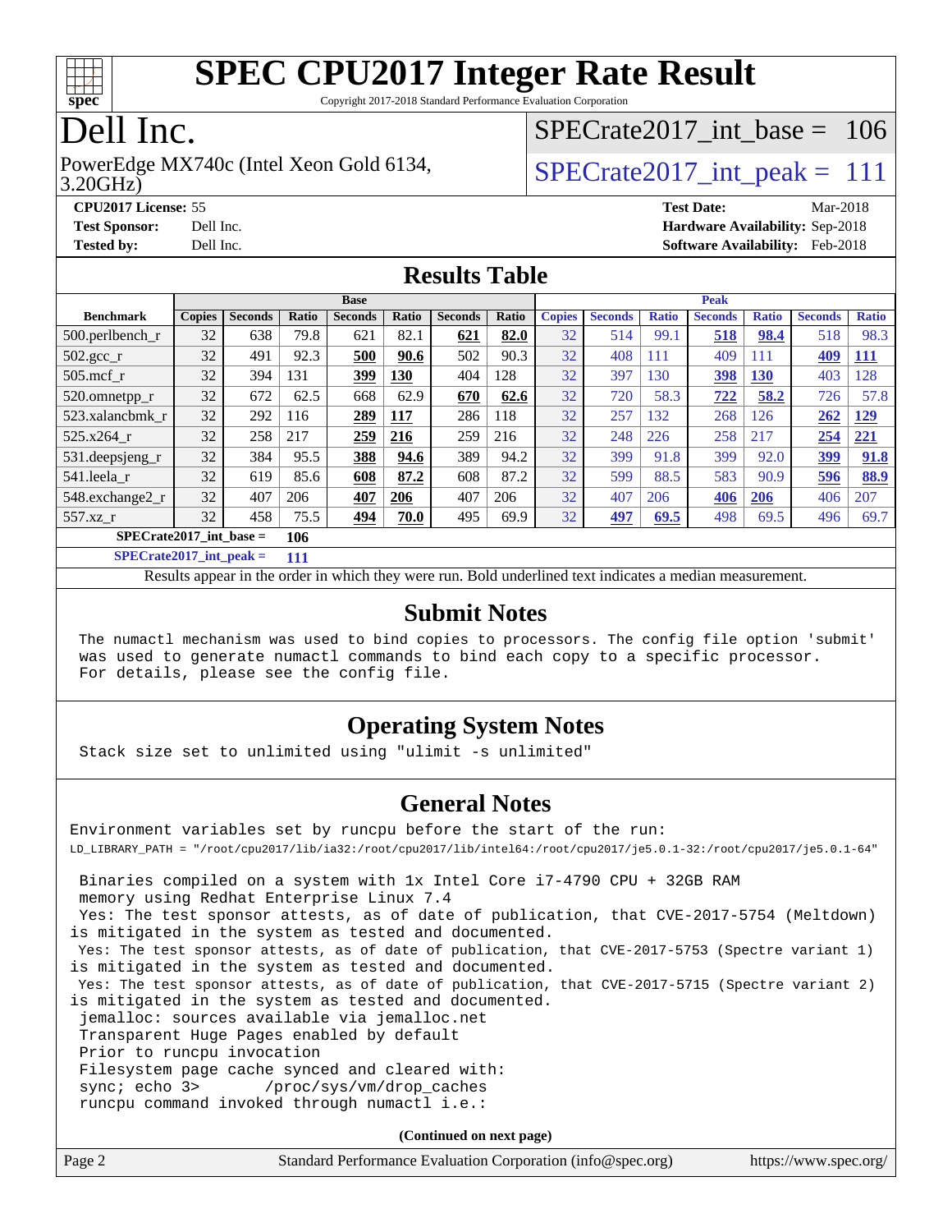# SPEC CPU2017 Integer Rate Result

Copyright 2017-2018 Standard Performance Evaluation Corporation

# Dell Inc.

PowerEdge MX740c (Intel Xeon Gold 6134, 3.20GHz)

SPECrate2017_int_base = 106

SPECrate2017_int_peak = 111

**CPU2017 License:** 55
**Test Sponsor:** Dell Inc.
**Tested by:** Dell Inc.

**Test Date:** Mar-2018
**Hardware Availability:** Sep-2018
**Software Availability:** Feb-2018

## Results Table

| | Base | | | | | | | Peak | | | | | | |
|---|---|---|---|---|---|---|---|---|---|---|---|---|---|---|
| **Benchmark** | **Copies** | **Seconds** | **Ratio** | **Seconds** | **Ratio** | **Seconds** | **Ratio** | **Copies** | **Seconds** | **Ratio** | **Seconds** | **Ratio** | **Seconds** | **Ratio** |
| 500.perlbench_r | 32 | 638 | 79.8 | 621 | 82.1 | **621** | **82.0** | 32 | 514 | 99.1 | **518** | **98.4** | 518 | 98.3 |
| 502.gcc_r | 32 | 491 | 92.3 | **500** | **90.6** | 502 | 90.3 | 32 | 408 | 111 | 409 | 111 | **409** | **111** |
| 505.mcf_r | 32 | 394 | 131 | **399** | **130** | 404 | 128 | 32 | 397 | 130 | **398** | **130** | 403 | 128 |
| 520.omnetpp_r | 32 | 672 | 62.5 | 668 | 62.9 | **670** | **62.6** | 32 | 720 | 58.3 | **722** | **58.2** | 726 | 57.8 |
| 523.xalancbmk_r | 32 | 292 | 116 | **289** | **117** | 286 | 118 | 32 | 257 | 132 | 268 | 126 | **262** | **129** |
| 525.x264_r | 32 | 258 | 217 | **259** | **216** | 259 | 216 | 32 | 248 | 226 | 258 | 217 | **254** | **221** |
| 531.deepsjeng_r | 32 | 384 | 95.5 | **388** | **94.6** | 389 | 94.2 | 32 | 399 | 91.8 | 399 | 92.0 | **399** | **91.8** |
| 541.leela_r | 32 | 619 | 85.6 | **608** | **87.2** | 608 | 87.2 | 32 | 599 | 88.5 | 583 | 90.9 | **596** | **88.9** |
| 548.exchange2_r | 32 | 407 | 206 | **407** | **206** | 407 | 206 | 32 | 407 | 206 | **406** | **206** | 406 | 207 |
| 557.xz_r | 32 | 458 | 75.5 | **494** | **70.0** | 495 | 69.9 | 32 | **497** | **69.5** | 498 | 69.5 | 496 | 69.7 |

**SPECrate2017_int_base = 106**

**SPECrate2017_int_peak = 111**

Results appear in the order in which they were run. Bold underlined text indicates a median measurement.

## Submit Notes

The numactl mechanism was used to bind copies to processors. The config file option 'submit' was used to generate numactl commands to bind each copy to a specific processor. For details, please see the config file.

## Operating System Notes

Stack size set to unlimited using "ulimit -s unlimited"

## General Notes

Environment variables set by runcpu before the start of the run:
LD_LIBRARY_PATH = "/root/cpu2017/lib/ia32:/root/cpu2017/lib/intel64:/root/cpu2017/je5.0.1-32:/root/cpu2017/je5.0.1-64"

Binaries compiled on a system with 1x Intel Core i7-4790 CPU + 32GB RAM memory using Redhat Enterprise Linux 7.4
Yes: The test sponsor attests, as of date of publication, that CVE-2017-5754 (Meltdown) is mitigated in the system as tested and documented.
Yes: The test sponsor attests, as of date of publication, that CVE-2017-5753 (Spectre variant 1) is mitigated in the system as tested and documented.
Yes: The test sponsor attests, as of date of publication, that CVE-2017-5715 (Spectre variant 2) is mitigated in the system as tested and documented.
jemalloc: sources available via jemalloc.net
Transparent Huge Pages enabled by default
Prior to runcpu invocation
Filesystem page cache synced and cleared with:
sync; echo 3> /proc/sys/vm/drop_caches
runcpu command invoked through numactl i.e.:

(Continued on next page)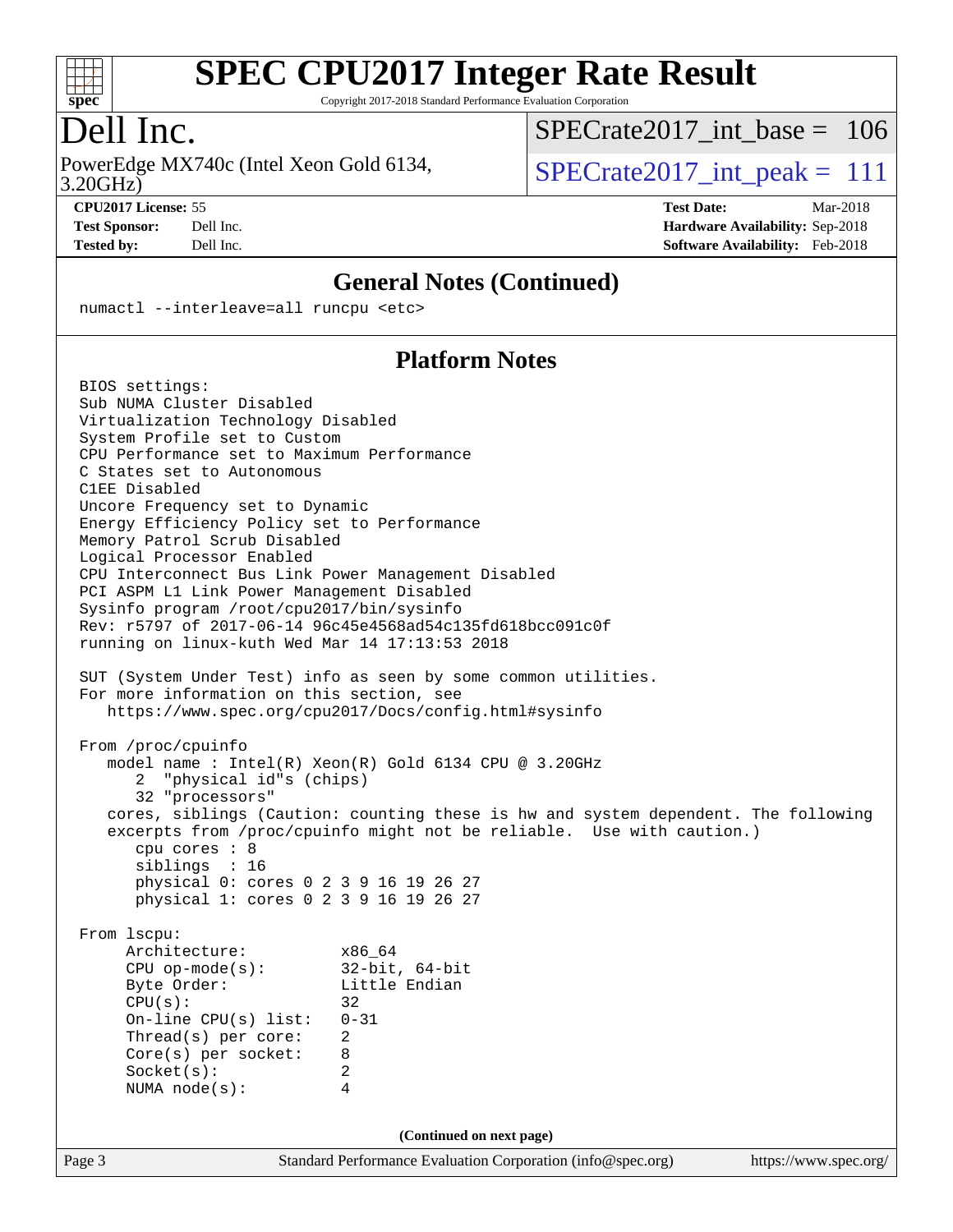# SPEC CPU2017 Integer Rate Result

Copyright 2017-2018 Standard Performance Evaluation Corporation

## Dell Inc.

PowerEdge MX740c (Intel Xeon Gold 6134, 3.20GHz)

SPECrate2017_int_base = 106

SPECrate2017_int_peak = 111

**CPU2017 License:** 55
**Test Sponsor:** Dell Inc.
**Tested by:** Dell Inc.

**Test Date:** Mar-2018
**Hardware Availability:** Sep-2018
**Software Availability:** Feb-2018

### General Notes (Continued)

```
numactl --interleave=all runcpu <etc>
```

### Platform Notes

```
BIOS settings:
Sub NUMA Cluster Disabled
Virtualization Technology Disabled
System Profile set to Custom
CPU Performance set to Maximum Performance
C States set to Autonomous
C1EE Disabled
Uncore Frequency set to Dynamic
Energy Efficiency Policy set to Performance
Memory Patrol Scrub Disabled
Logical Processor Enabled
CPU Interconnect Bus Link Power Management Disabled
PCI ASPM L1 Link Power Management Disabled
Sysinfo program /root/cpu2017/bin/sysinfo
Rev: r5797 of 2017-06-14 96c45e4568ad54c135fd618bcc091c0f
running on linux-kuth Wed Mar 14 17:13:53 2018

SUT (System Under Test) info as seen by some common utilities.
For more information on this section, see
   https://www.spec.org/cpu2017/Docs/config.html#sysinfo

From /proc/cpuinfo
   model name : Intel(R) Xeon(R) Gold 6134 CPU @ 3.20GHz
      2  "physical id"s (chips)
      32 "processors"
   cores, siblings (Caution: counting these is hw and system dependent. The following
   excerpts from /proc/cpuinfo might not be reliable.  Use with caution.)
      cpu cores : 8
      siblings  : 16
      physical 0: cores 0 2 3 9 16 19 26 27
      physical 1: cores 0 2 3 9 16 19 26 27

From lscpu:
     Architecture:          x86_64
     CPU op-mode(s):        32-bit, 64-bit
     Byte Order:            Little Endian
     CPU(s):                32
     On-line CPU(s) list:   0-31
     Thread(s) per core:    2
     Core(s) per socket:    8
     Socket(s):             2
     NUMA node(s):          4
```

(Continued on next page)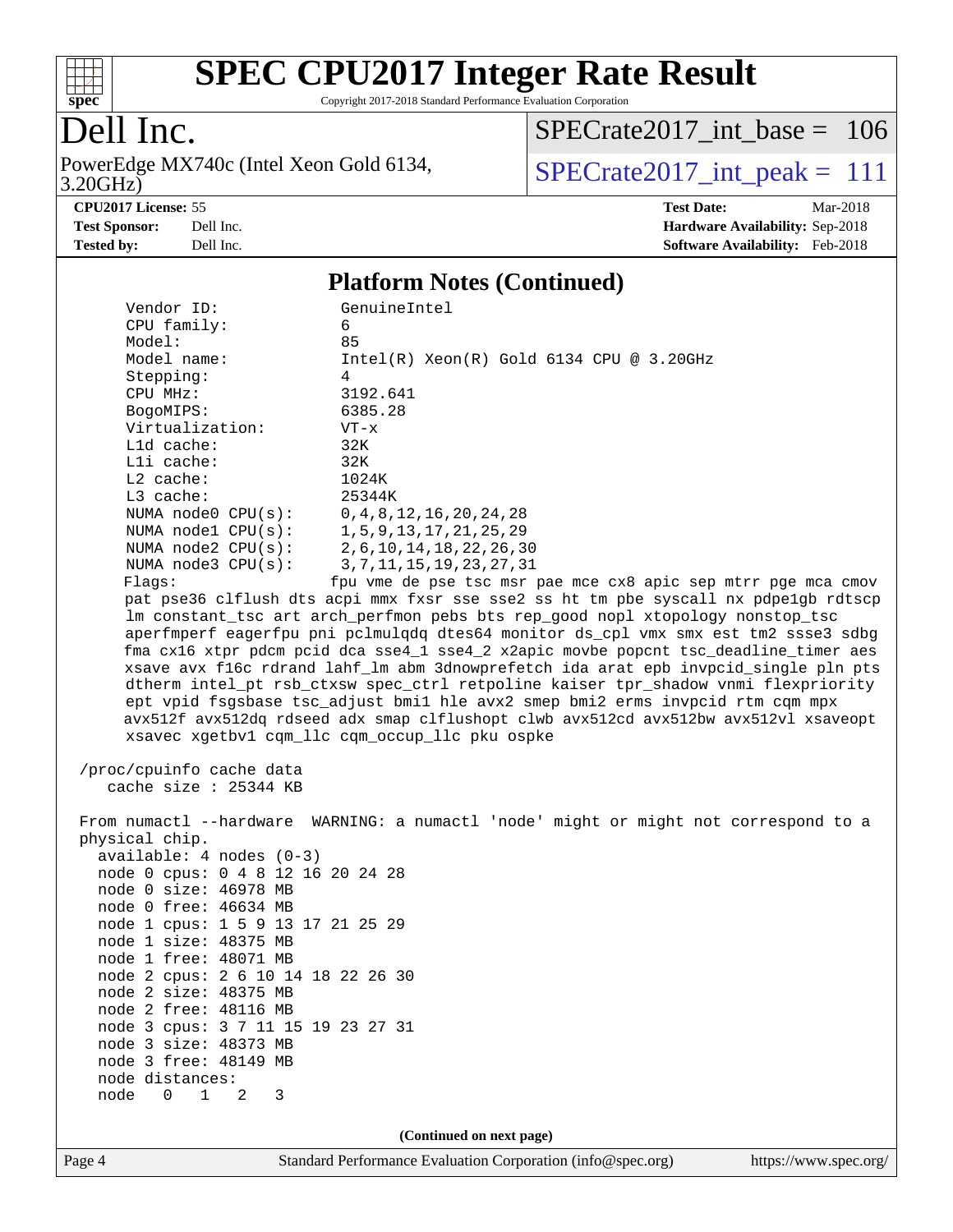# SPEC CPU2017 Integer Rate Result

Copyright 2017-2018 Standard Performance Evaluation Corporation

## Dell Inc.

PowerEdge MX740c (Intel Xeon Gold 6134, 3.20GHz)

SPECrate2017_int_base = 106

SPECrate2017_int_peak = 111

**CPU2017 License:** 55
**Test Sponsor:** Dell Inc.
**Tested by:** Dell Inc.

**Test Date:** Mar-2018
**Hardware Availability:** Sep-2018
**Software Availability:** Feb-2018

## Platform Notes (Continued)

```
     Vendor ID:             GenuineIntel
     CPU family:            6
     Model:                 85
     Model name:            Intel(R) Xeon(R) Gold 6134 CPU @ 3.20GHz
     Stepping:              4
     CPU MHz:               3192.641
     BogoMIPS:              6385.28
     Virtualization:        VT-x
     L1d cache:             32K
     L1i cache:             32K
     L2 cache:              1024K
     L3 cache:              25344K
     NUMA node0 CPU(s):     0,4,8,12,16,20,24,28
     NUMA node1 CPU(s):     1,5,9,13,17,21,25,29
     NUMA node2 CPU(s):     2,6,10,14,18,22,26,30
     NUMA node3 CPU(s):     3,7,11,15,19,23,27,31
     Flags:                fpu vme de pse tsc msr pae mce cx8 apic sep mtrr pge mca cmov
     pat pse36 clflush dts acpi mmx fxsr sse sse2 ss ht tm pbe syscall nx pdpe1gb rdtscp
     lm constant_tsc art arch_perfmon pebs bts rep_good nopl xtopology nonstop_tsc
     aperfmperf eagerfpu pni pclmulqdq dtes64 monitor ds_cpl vmx smx est tm2 ssse3 sdbg
     fma cx16 xtpr pdcm pcid dca sse4_1 sse4_2 x2apic movbe popcnt tsc_deadline_timer aes
     xsave avx f16c rdrand lahf_lm abm 3dnowprefetch ida arat epb invpcid_single pln pts
     dtherm intel_pt rsb_ctxsw spec_ctrl retpoline kaiser tpr_shadow vnmi flexpriority
     ept vpid fsgsbase tsc_adjust bmi1 hle avx2 smep bmi2 erms invpcid rtm cqm mpx
     avx512f avx512dq rdseed adx smap clflushopt clwb avx512cd avx512bw avx512vl xsaveopt
     xsavec xgetbv1 cqm_llc cqm_occup_llc pku ospke

 /proc/cpuinfo cache data
    cache size : 25344 KB

 From numactl --hardware  WARNING: a numactl 'node' might or might not correspond to a
 physical chip.
   available: 4 nodes (0-3)
   node 0 cpus: 0 4 8 12 16 20 24 28
   node 0 size: 46978 MB
   node 0 free: 46634 MB
   node 1 cpus: 1 5 9 13 17 21 25 29
   node 1 size: 48375 MB
   node 1 free: 48071 MB
   node 2 cpus: 2 6 10 14 18 22 26 30
   node 2 size: 48375 MB
   node 2 free: 48116 MB
   node 3 cpus: 3 7 11 15 19 23 27 31
   node 3 size: 48373 MB
   node 3 free: 48149 MB
   node distances:
   node   0   1   2   3
```

(Continued on next page)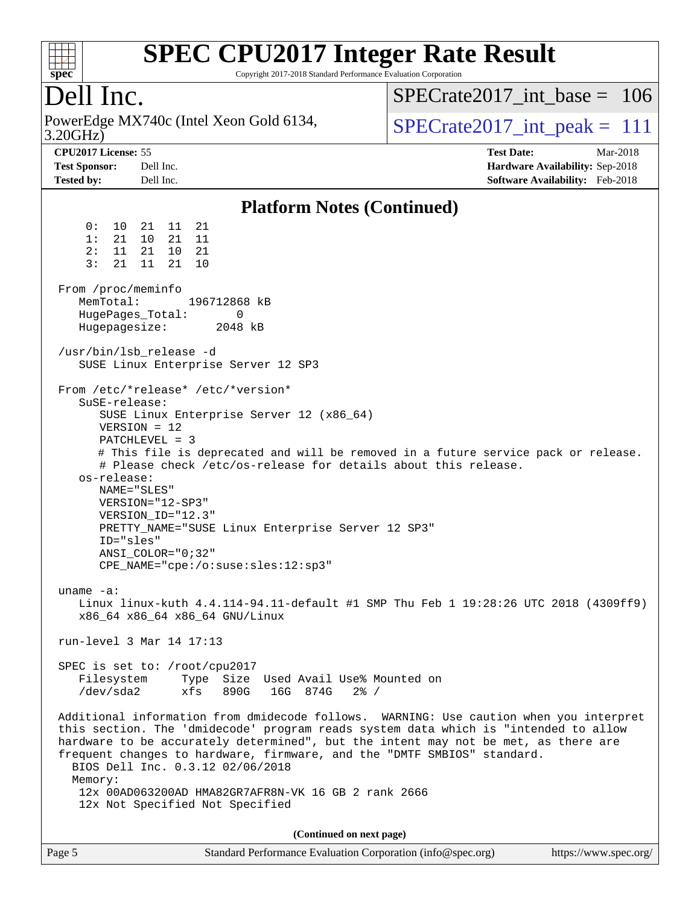## Platform Notes (Continued)

```
     0:  10  21  11  21
     1:  21  10  21  11
     2:  11  21  10  21
     3:  21  11  21  10

 From /proc/meminfo
    MemTotal:       196712868 kB
    HugePages_Total:        0
    Hugepagesize:        2048 kB

 /usr/bin/lsb_release -d
    SUSE Linux Enterprise Server 12 SP3

 From /etc/*release* /etc/*version*
    SuSE-release:
       SUSE Linux Enterprise Server 12 (x86_64)
       VERSION = 12
       PATCHLEVEL = 3
       # This file is deprecated and will be removed in a future service pack or release.
       # Please check /etc/os-release for details about this release.
    os-release:
       NAME="SLES"
       VERSION="12-SP3"
       VERSION_ID="12.3"
       PRETTY_NAME="SUSE Linux Enterprise Server 12 SP3"
       ID="sles"
       ANSI_COLOR="0;32"
       CPE_NAME="cpe:/o:suse:sles:12:sp3"

 uname -a:
    Linux linux-kuth 4.4.114-94.11-default #1 SMP Thu Feb 1 19:28:26 UTC 2018 (4309ff9)
    x86_64 x86_64 x86_64 GNU/Linux

 run-level 3 Mar 14 17:13

 SPEC is set to: /root/cpu2017
    Filesystem     Type  Size  Used Avail Use% Mounted on
    /dev/sda2      xfs   890G   16G  874G   2% /

 Additional information from dmidecode follows.  WARNING: Use caution when you interpret
 this section. The 'dmidecode' program reads system data which is "intended to allow
 hardware to be accurately determined", but the intent may not be met, as there are
 frequent changes to hardware, firmware, and the "DMTF SMBIOS" standard.
   BIOS Dell Inc. 0.3.12 02/06/2018
   Memory:
    12x 00AD063200AD HMA82GR7AFR8N-VK 16 GB 2 rank 2666
    12x Not Specified Not Specified
```

(Continued on next page)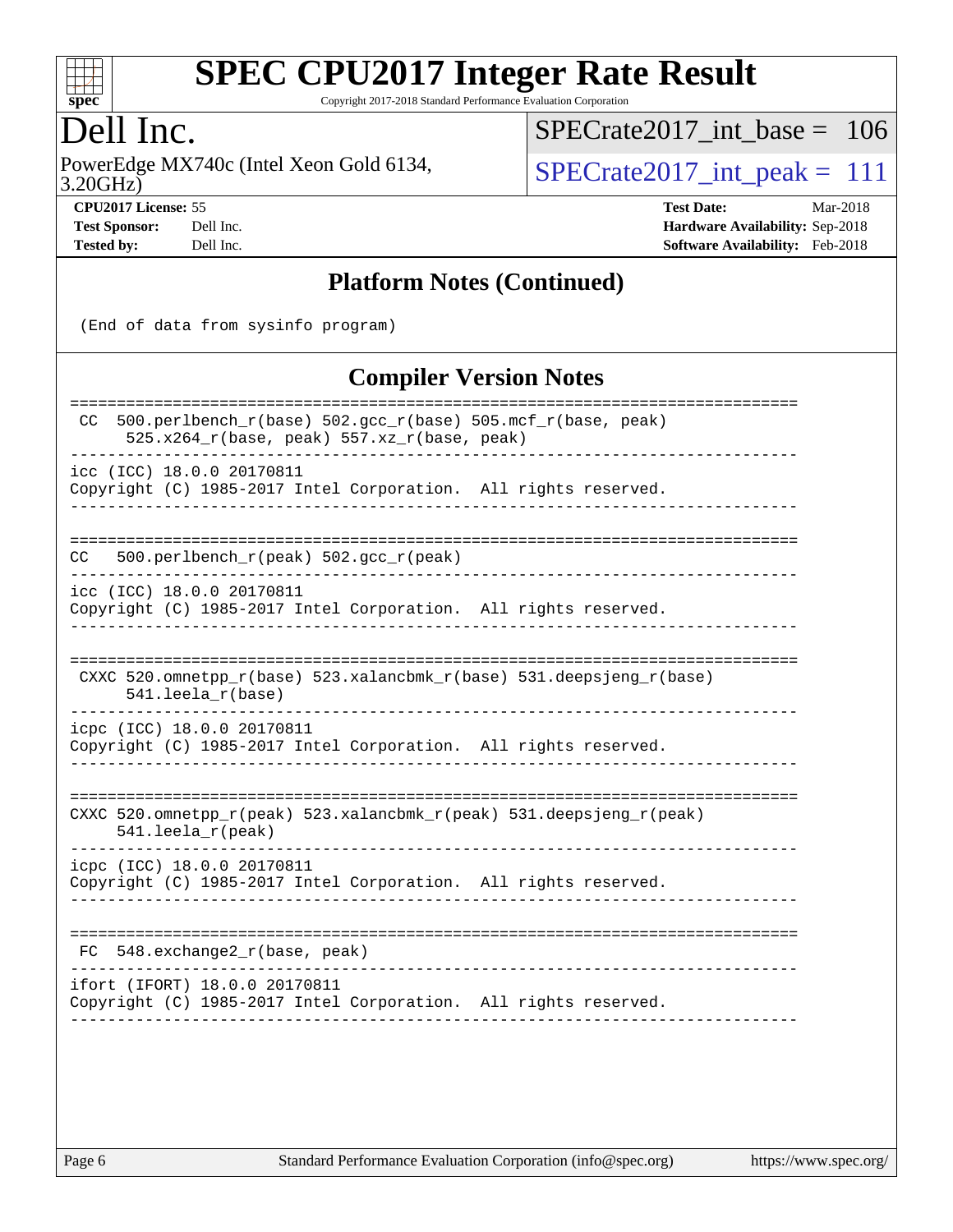# SPEC CPU2017 Integer Rate Result

Copyright 2017-2018 Standard Performance Evaluation Corporation

# Dell Inc.

PowerEdge MX740c (Intel Xeon Gold 6134, 3.20GHz)

SPECrate2017_int_base = 106

SPECrate2017_int_peak = 111

**CPU2017 License:** 55
**Test Sponsor:** Dell Inc.
**Tested by:** Dell Inc.

**Test Date:** Mar-2018
**Hardware Availability:** Sep-2018
**Software Availability:** Feb-2018

## Platform Notes (Continued)

```
(End of data from sysinfo program)
```

## Compiler Version Notes

```
==============================================================================
 CC  500.perlbench_r(base) 502.gcc_r(base) 505.mcf_r(base, peak)
      525.x264_r(base, peak) 557.xz_r(base, peak)
------------------------------------------------------------------------------
icc (ICC) 18.0.0 20170811
Copyright (C) 1985-2017 Intel Corporation.  All rights reserved.
------------------------------------------------------------------------------

==============================================================================
CC   500.perlbench_r(peak) 502.gcc_r(peak)
------------------------------------------------------------------------------
icc (ICC) 18.0.0 20170811
Copyright (C) 1985-2017 Intel Corporation.  All rights reserved.
------------------------------------------------------------------------------

==============================================================================
 CXXC 520.omnetpp_r(base) 523.xalancbmk_r(base) 531.deepsjeng_r(base)
      541.leela_r(base)
------------------------------------------------------------------------------
icpc (ICC) 18.0.0 20170811
Copyright (C) 1985-2017 Intel Corporation.  All rights reserved.
------------------------------------------------------------------------------

==============================================================================
CXXC 520.omnetpp_r(peak) 523.xalancbmk_r(peak) 531.deepsjeng_r(peak)
     541.leela_r(peak)
------------------------------------------------------------------------------
icpc (ICC) 18.0.0 20170811
Copyright (C) 1985-2017 Intel Corporation.  All rights reserved.
------------------------------------------------------------------------------

==============================================================================
 FC  548.exchange2_r(base, peak)
------------------------------------------------------------------------------
ifort (IFORT) 18.0.0 20170811
Copyright (C) 1985-2017 Intel Corporation.  All rights reserved.
------------------------------------------------------------------------------
```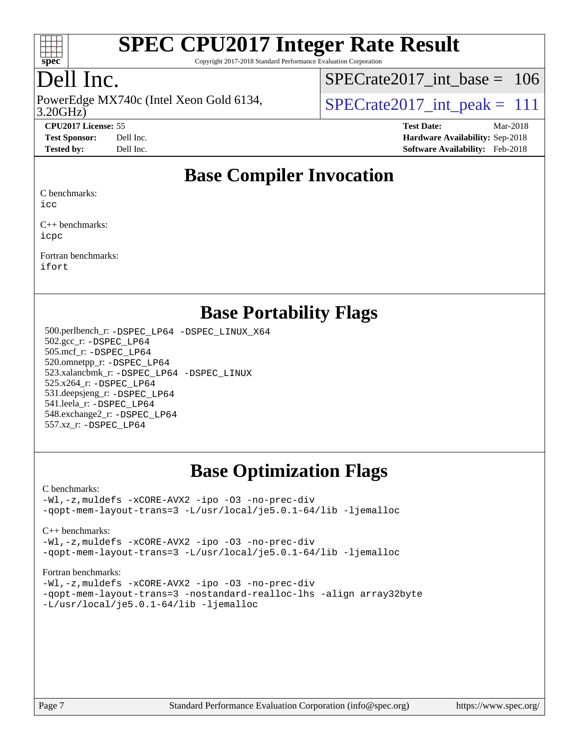# SPEC CPU2017 Integer Rate Result

Copyright 2017-2018 Standard Performance Evaluation Corporation

## Dell Inc.

PowerEdge MX740c (Intel Xeon Gold 6134, 3.20GHz)

SPECrate2017_int_base = 106

SPECrate2017_int_peak = 111

**CPU2017 License:** 55
**Test Sponsor:** Dell Inc.
**Tested by:** Dell Inc.

**Test Date:** Mar-2018
**Hardware Availability:** Sep-2018
**Software Availability:** Feb-2018

## Base Compiler Invocation

C benchmarks:
icc

C++ benchmarks:
icpc

Fortran benchmarks:
ifort

## Base Portability Flags

500.perlbench_r: -DSPEC_LP64 -DSPEC_LINUX_X64
502.gcc_r: -DSPEC_LP64
505.mcf_r: -DSPEC_LP64
520.omnetpp_r: -DSPEC_LP64
523.xalancbmk_r: -DSPEC_LP64 -DSPEC_LINUX
525.x264_r: -DSPEC_LP64
531.deepsjeng_r: -DSPEC_LP64
541.leela_r: -DSPEC_LP64
548.exchange2_r: -DSPEC_LP64
557.xz_r: -DSPEC_LP64

## Base Optimization Flags

C benchmarks:
-Wl,-z,muldefs -xCORE-AVX2 -ipo -O3 -no-prec-div
-qopt-mem-layout-trans=3 -L/usr/local/je5.0.1-64/lib -ljemalloc

C++ benchmarks:
-Wl,-z,muldefs -xCORE-AVX2 -ipo -O3 -no-prec-div
-qopt-mem-layout-trans=3 -L/usr/local/je5.0.1-64/lib -ljemalloc

Fortran benchmarks:
-Wl,-z,muldefs -xCORE-AVX2 -ipo -O3 -no-prec-div
-qopt-mem-layout-trans=3 -nostandard-realloc-lhs -align array32byte
-L/usr/local/je5.0.1-64/lib -ljemalloc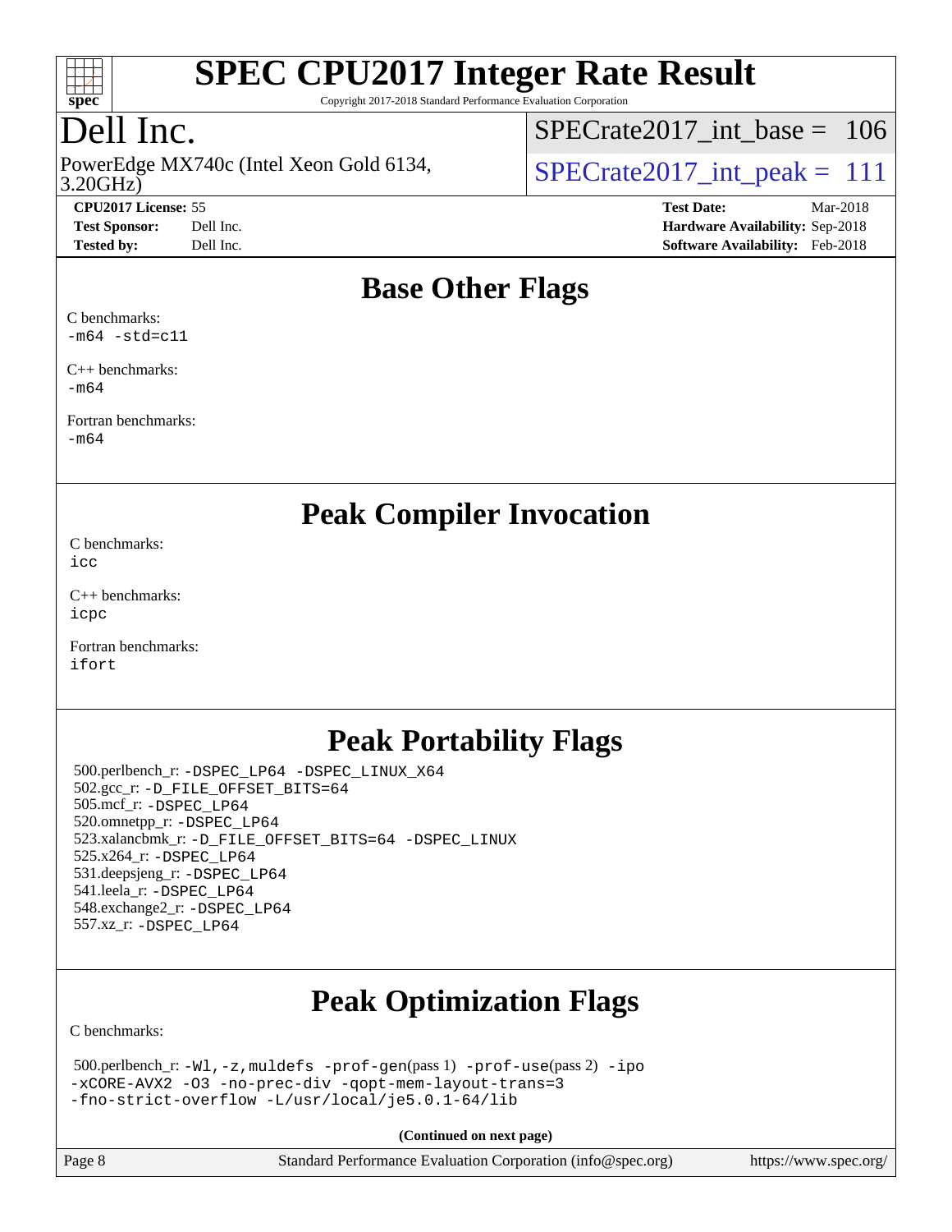## Base Other Flags

C benchmarks:
-m64 -std=c11

C++ benchmarks:
-m64

Fortran benchmarks:
-m64

## Peak Compiler Invocation

C benchmarks:
icc

C++ benchmarks:
icpc

Fortran benchmarks:
ifort

## Peak Portability Flags

500.perlbench_r: -DSPEC_LP64 -DSPEC_LINUX_X64
502.gcc_r: -D_FILE_OFFSET_BITS=64
505.mcf_r: -DSPEC_LP64
520.omnetpp_r: -DSPEC_LP64
523.xalancbmk_r: -D_FILE_OFFSET_BITS=64 -DSPEC_LINUX
525.x264_r: -DSPEC_LP64
531.deepsjeng_r: -DSPEC_LP64
541.leela_r: -DSPEC_LP64
548.exchange2_r: -DSPEC_LP64
557.xz_r: -DSPEC_LP64

## Peak Optimization Flags

C benchmarks:

500.perlbench_r: -Wl,-z,muldefs -prof-gen(pass 1) -prof-use(pass 2) -ipo -xCORE-AVX2 -O3 -no-prec-div -qopt-mem-layout-trans=3 -fno-strict-overflow -L/usr/local/je5.0.1-64/lib

(Continued on next page)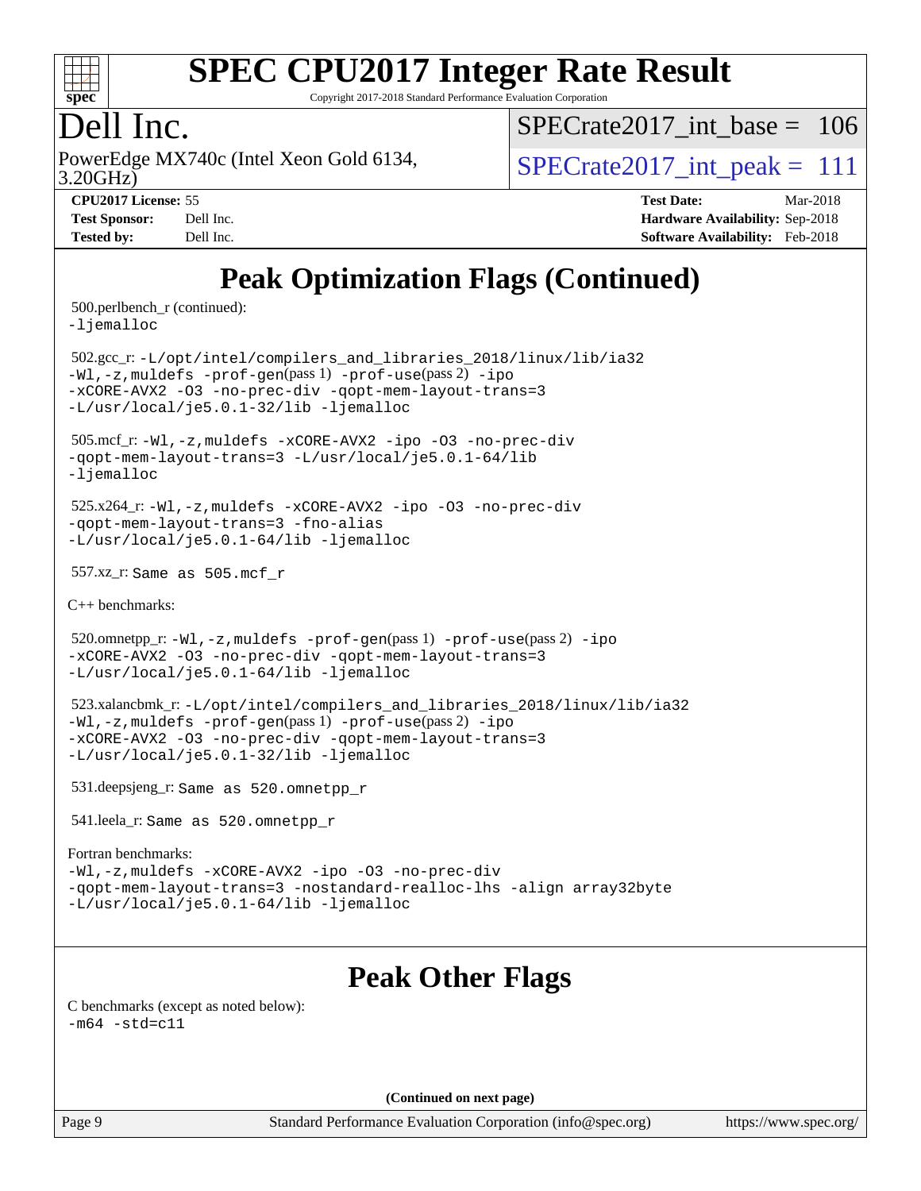# Peak Optimization Flags (Continued)

500.perlbench_r (continued):
-ljemalloc

502.gcc_r: -L/opt/intel/compilers_and_libraries_2018/linux/lib/ia32 -Wl,-z,muldefs -prof-gen(pass 1) -prof-use(pass 2) -ipo -xCORE-AVX2 -O3 -no-prec-div -qopt-mem-layout-trans=3 -L/usr/local/je5.0.1-32/lib -ljemalloc

505.mcf_r: -Wl,-z,muldefs -xCORE-AVX2 -ipo -O3 -no-prec-div -qopt-mem-layout-trans=3 -L/usr/local/je5.0.1-64/lib -ljemalloc

525.x264_r: -Wl,-z,muldefs -xCORE-AVX2 -ipo -O3 -no-prec-div -qopt-mem-layout-trans=3 -fno-alias -L/usr/local/je5.0.1-64/lib -ljemalloc

557.xz_r: Same as 505.mcf_r

C++ benchmarks:

520.omnetpp_r: -Wl,-z,muldefs -prof-gen(pass 1) -prof-use(pass 2) -ipo -xCORE-AVX2 -O3 -no-prec-div -qopt-mem-layout-trans=3 -L/usr/local/je5.0.1-64/lib -ljemalloc

523.xalancbmk_r: -L/opt/intel/compilers_and_libraries_2018/linux/lib/ia32 -Wl,-z,muldefs -prof-gen(pass 1) -prof-use(pass 2) -ipo -xCORE-AVX2 -O3 -no-prec-div -qopt-mem-layout-trans=3 -L/usr/local/je5.0.1-32/lib -ljemalloc

531.deepsjeng_r: Same as 520.omnetpp_r

541.leela_r: Same as 520.omnetpp_r

Fortran benchmarks:
-Wl,-z,muldefs -xCORE-AVX2 -ipo -O3 -no-prec-div -qopt-mem-layout-trans=3 -nostandard-realloc-lhs -align array32byte -L/usr/local/je5.0.1-64/lib -ljemalloc

# Peak Other Flags

C benchmarks (except as noted below):
-m64 -std=c11

(Continued on next page)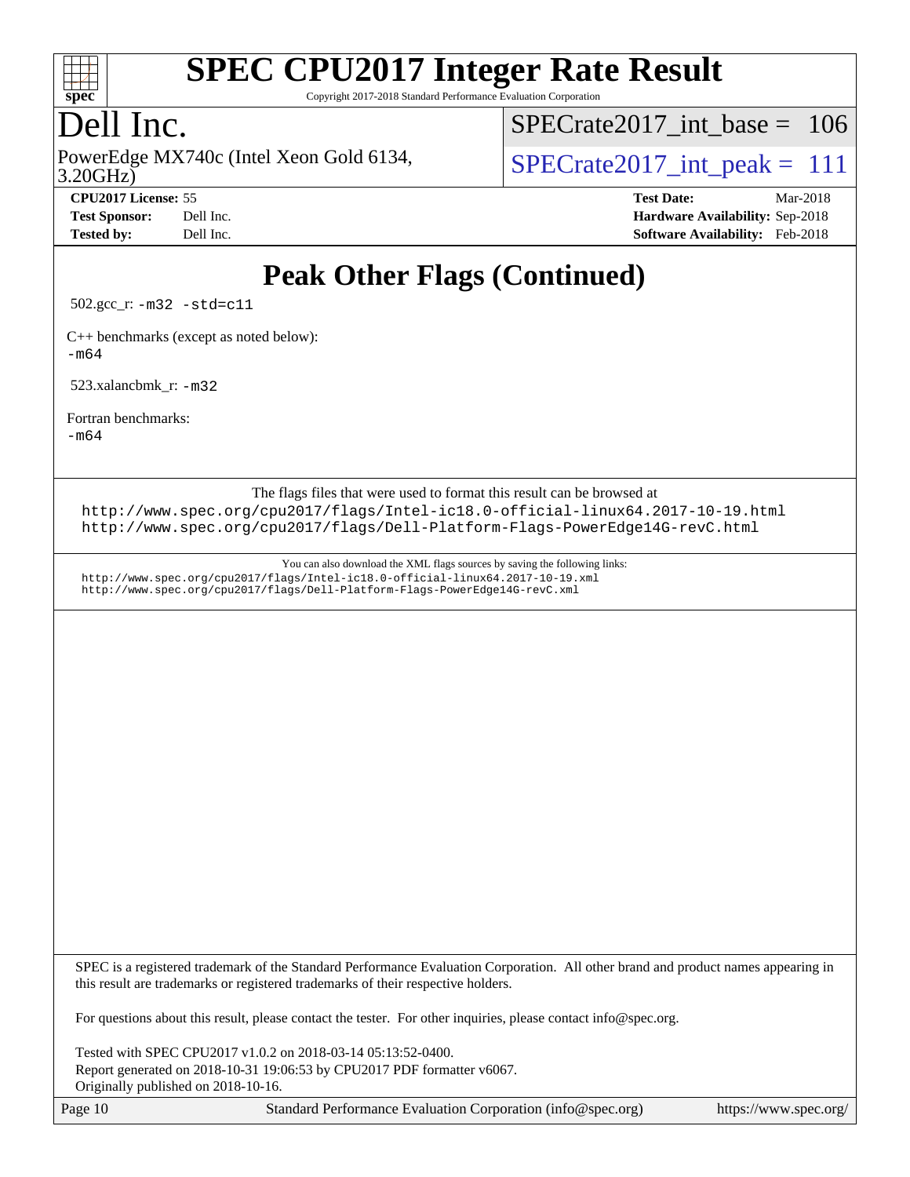# SPEC CPU2017 Integer Rate Result

Copyright 2017-2018 Standard Performance Evaluation Corporation

## Dell Inc.

PowerEdge MX740c (Intel Xeon Gold 6134, 3.20GHz)

SPECrate2017_int_base = 106

SPECrate2017_int_peak = 111

**CPU2017 License:** 55
**Test Sponsor:** Dell Inc.
**Tested by:** Dell Inc.

**Test Date:** Mar-2018
**Hardware Availability:** Sep-2018
**Software Availability:** Feb-2018

## Peak Other Flags (Continued)

502.gcc_r: `-m32 -std=c11`

C++ benchmarks (except as noted below):
`-m64`

523.xalancbmk_r: `-m32`

Fortran benchmarks:
`-m64`

The flags files that were used to format this result can be browsed at
http://www.spec.org/cpu2017/flags/Intel-ic18.0-official-linux64.2017-10-19.html
http://www.spec.org/cpu2017/flags/Dell-Platform-Flags-PowerEdge14G-revC.html

You can also download the XML flags sources by saving the following links:
http://www.spec.org/cpu2017/flags/Intel-ic18.0-official-linux64.2017-10-19.xml
http://www.spec.org/cpu2017/flags/Dell-Platform-Flags-PowerEdge14G-revC.xml

SPEC is a registered trademark of the Standard Performance Evaluation Corporation. All other brand and product names appearing in this result are trademarks or registered trademarks of their respective holders.

For questions about this result, please contact the tester. For other inquiries, please contact info@spec.org.

Tested with SPEC CPU2017 v1.0.2 on 2018-03-14 05:13:52-0400.
Report generated on 2018-10-31 19:06:53 by CPU2017 PDF formatter v6067.
Originally published on 2018-10-16.